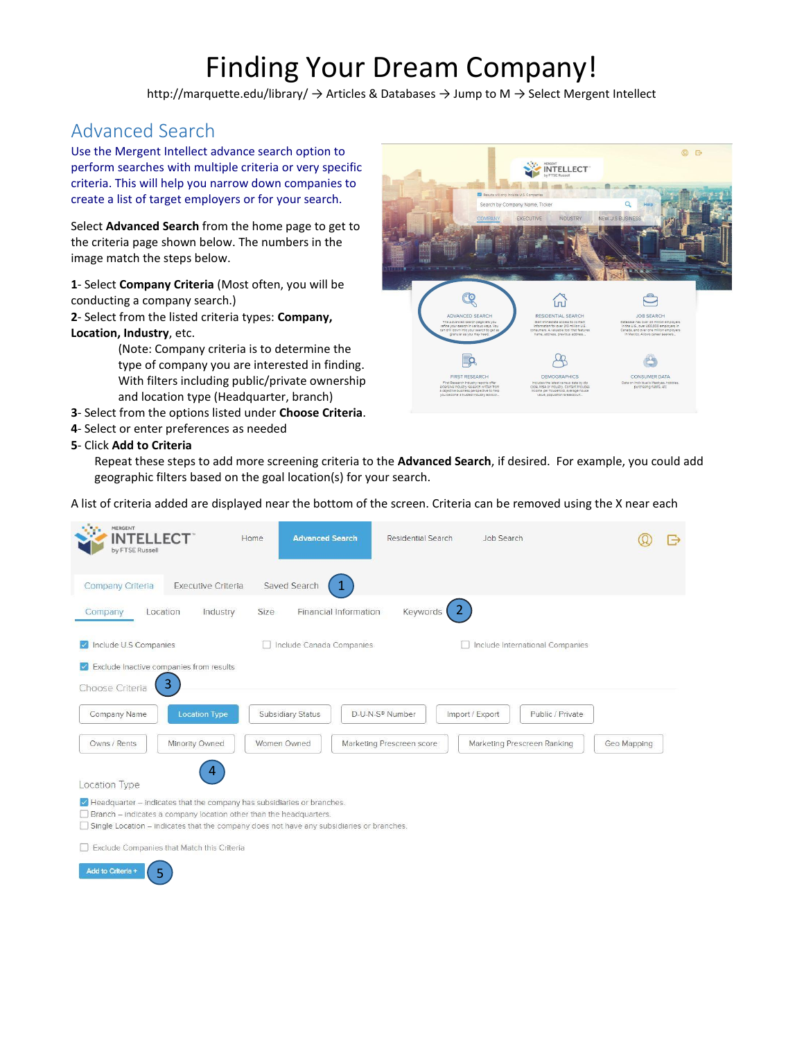# Finding Your Dream Company!

http://marquette.edu/library/ → Articles & Databases → Jump to M → Select Mergent Intellect

## Advanced Search

Use the Mergent Intellect advance search option to perform searches with multiple criteria or very specific criteria. This will help you narrow down companies to create a list of target employers or for your search.

Select **Advanced Search** from the home page to get to the criteria page shown below. The numbers in the image match the steps below.

**1**- Select **Company Criteria** (Most often, you will be conducting a company search.)

**2**- Select from the listed criteria types: **Company, Location, Industry**, etc.

(Note: Company criteria is to determine the type of company you are interested in finding. With filters including public/private ownership and location type (Headquarter, branch)

**3**- Select from the options listed under **Choose Criteria**.

**4**- Select or enter preferences as needed

**5**- Click **Add to Criteria**

Repeat these steps to add more screening criteria to the **Advanced Search**, if desired. For example, you could add geographic filters based on the goal location(s) for your search.

A list of criteria added are displayed near the bottom of the screen. Criteria can be removed using the X near each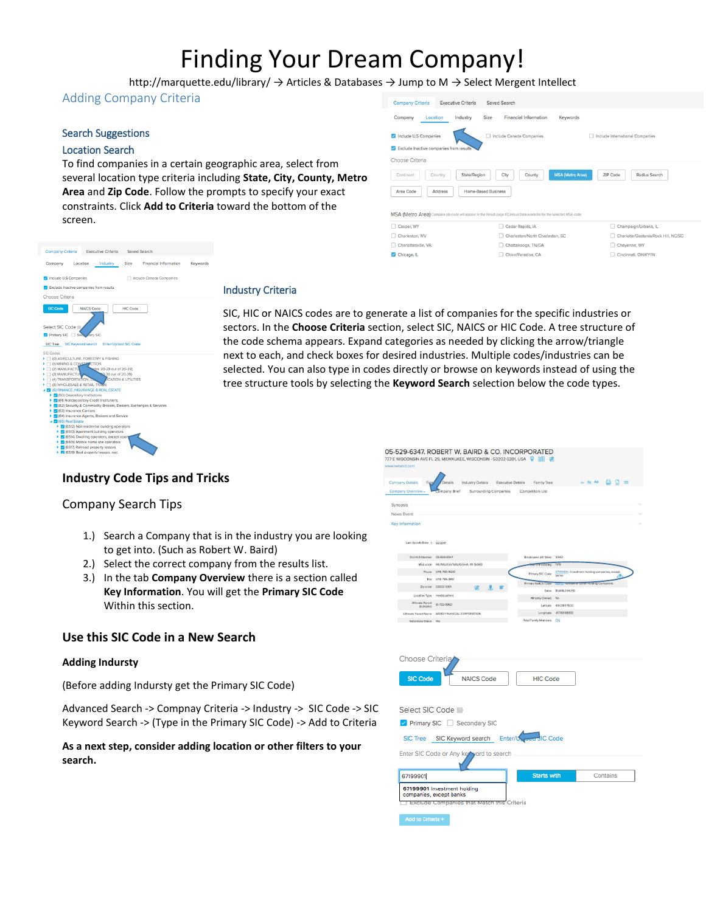# Finding Your Dream Company!

http://marquette.edu/library/ → Articles & Databases → Jump to M → Select Mergent Intellect

## Adding Company Criteria

### Search Suggestions

### Location Search

To find companies in a certain geographic area, select from several location type criteria including **State, City, County, Metro Area** and **Zip Code**. Follow the prompts to specify your exact constraints. Click **Add to Criteria** toward the bottom of the screen.

### Industry Criteria

SIC, HIC or NAICS codes are to generate a list of companies for the specific industries or sectors. In the **Choose Criteria** section, select SIC, NAICS or HIC Code. A tree structure of the code schema appears. Expand categories as needed by clicking the arrow/triangle next to each, and check boxes for desired industries. Multiple codes/industries can be selected. You can also type in codes directly or browse on keywords instead of using the tree structure tools by selecting the **Keyword Search** selection below the code types.

## Industry Code Tips and Tricks

### Company Search Tips

1.) Search a Company that is in the industry you are looking to get into. (Such as Robert W. Baird)
2.) Select the correct company from the results list.
3.) In the tab **Company Overview** there is a section called **Key Information**. You will get the **Primary SIC Code** Within this section.

## Use this SIC Code in a New Search

**Adding Indursty**

(Before adding Indursty get the Primary SIC Code)

Advanced Search -> Compnay Criteria -> Industry -> SIC Code -> SIC Keyword Search -> (Type in the Primary SIC Code) -> Add to Criteria

**As a next step, consider adding location or other filters to your search.**